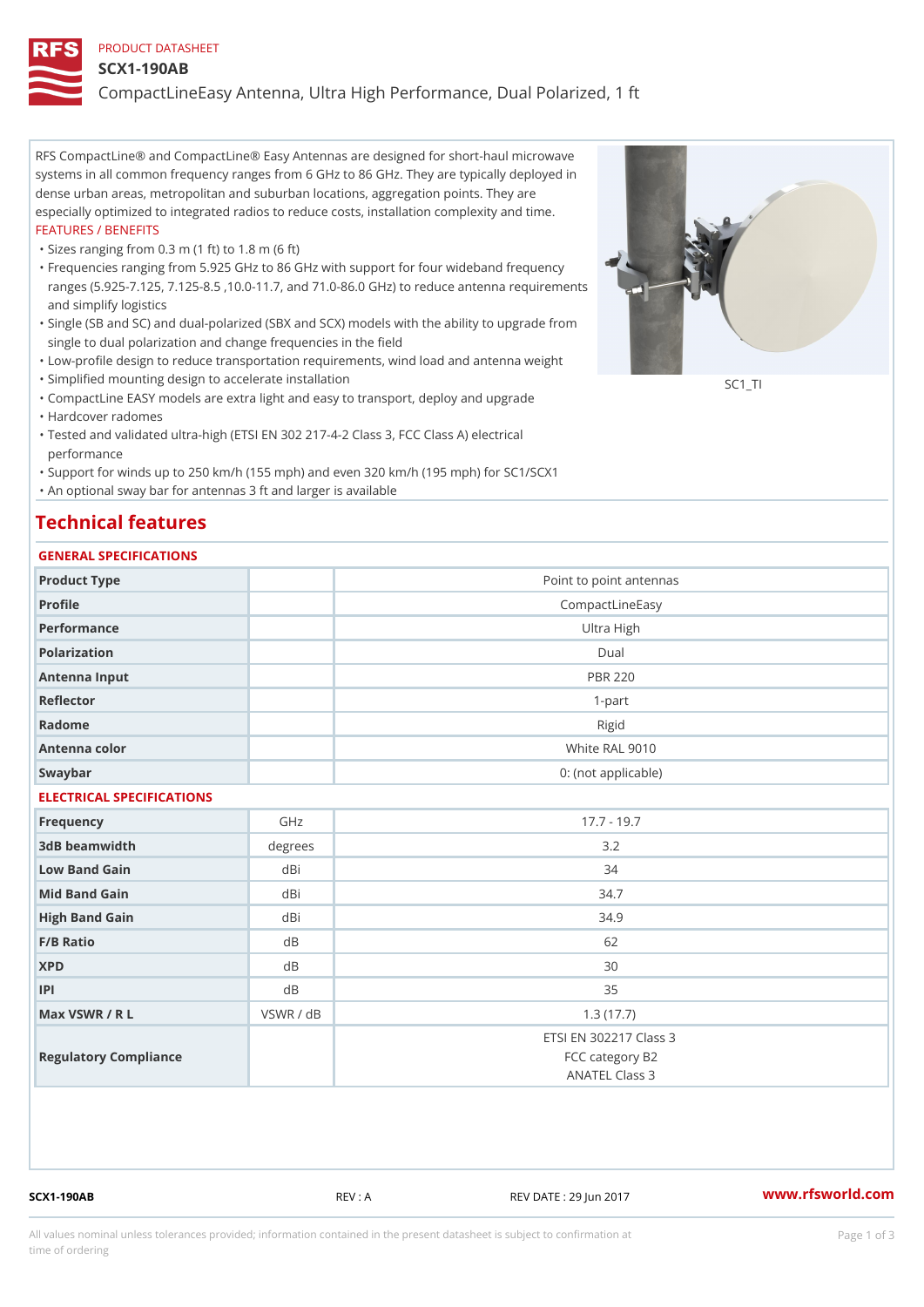PRODUCT DATASHEET

# SCX1-190AB

CompactLineEasy Antenna, Ultra High Performance, Dual Polarized, 1 ft

RFS CompactLine® and CompactLine® Easy Antennas are designed for short-haul microwave systems in all common frequency ranges from 6 GHz to 86 GHz. They are typically deployed in dense urban areas, metropolitan and suburban locations, aggregation points. They are especially optimized to integrated radios to reduce costs, installation complexity and time.

FEATURES / BENEFITS

- Sizes ranging from 0.3 m (1 ft) to 1.8 m (6 ft)
- Frequencies ranging from 5.925 GHz to 86 GHz with support for four wideband frequency ranges (5.925-7.125, 7.125-8.5 ,10.0-11.7, and 71.0-86.0 GHz) to reduce antenna requirements and simplify logistics
- Single (SB and SC) and dual-polarized (SBX and SCX) models with the ability to upgrade from single to dual polarization and change frequencies in the field
- Low-profile design to reduce transportation requirements, wind load and antenna weight
- Simplified mounting design to accelerate installation
- CompactLine EASY models are extra light and easy to transport, deploy and upgrade
- Hardcover radomes
- Tested and validated ultra-high (ETSI EN 302 217-4-2 Class 3, FCC Class A) electrical performance
- Support for winds up to 250 km/h (155 mph) and even 320 km/h (195 mph) for SC1/SCX1
- An optional sway bar for antennas 3 ft and larger is available

SC1_TI

## Technical features

### GENERAL SPECIFICATIONS

| | | |
|---|---|---|
| Product Type | | Point to point antennas |
| Profile | | CompactLineEasy |
| Performance | | Ultra High |
| Polarization | | Dual |
| Antenna Input | | PBR 220 |
| Reflector | | 1-part |
| Radome | | Rigid |
| Antenna color | | White RAL 9010 |
| Swaybar | | 0: (not applicable) |

### ELECTRICAL SPECIFICATIONS

| | | |
|---|---|---|
| Frequency | GHz | 17.7 - 19.7 |
| 3dB beamwidth | degrees | 3.2 |
| Low Band Gain | dBi | 34 |
| Mid Band Gain | dBi | 34.7 |
| High Band Gain | dBi | 34.9 |
| F/B Ratio | dB | 62 |
| XPD | dB | 30 |
| IPI | dB | 35 |
| Max VSWR / R L | VSWR / dB | 1.3 (17.7) |
| Regulatory Compliance | | ETSI EN 302217 Class 3<br>FCC category B2<br>ANATEL Class 3 |

SCX1-190AB REV : A REV DATE : 29 Jun 2017 www.rfsworld.com

All values nominal unless tolerances provided; information contained in the present datasheet is subject to confirmation at time of ordering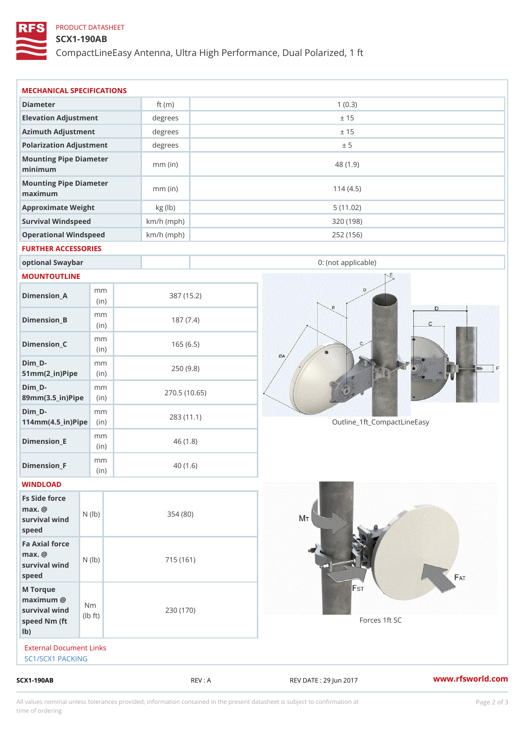PRODUCT DATASHEET

# SCX1-190AB

CompactLineEasy Antenna, Ultra High Performance, Dual Polarized, 1 ft

## MECHANICAL SPECIFICATIONS

| | | |
|---|---|---|
| Diameter | ft (m) | 1 (0.3) |
| Elevation Adjustment | degrees | ± 15 |
| Azimuth Adjustment | degrees | ± 15 |
| Polarization Adjustment | degrees | ± 5 |
| Mounting Pipe Diameter minimum | mm (in) | 48 (1.9) |
| Mounting Pipe Diameter maximum | mm (in) | 114 (4.5) |
| Approximate Weight | kg (lb) | 5 (11.02) |
| Survival Windspeed | km/h (mph) | 320 (198) |
| Operational Windspeed | km/h (mph) | 252 (156) |

## FURTHER ACCESSORIES

| | | |
|---|---|---|
| optional Swaybar | | 0: (not applicable) |

## MOUNTOUTLINE

| | | |
|---|---|---|
| Dimension_A | mm (in) | 387 (15.2) |
| Dimension_B | mm (in) | 187 (7.4) |
| Dimension_C | mm (in) | 165 (6.5) |
| Dim_D-51mm(2_in)Pipe | mm (in) | 250 (9.8) |
| Dim_D-89mm(3.5_in)Pipe | mm (in) | 270.5 (10.65) |
| Dim_D-114mm(4.5_in)Pipe | mm (in) | 283 (11.1) |
| Dimension_E | mm (in) | 46 (1.8) |
| Dimension_F | mm (in) | 40 (1.6) |

Outline_1ft_CompactLineEasy

## WINDLOAD

| | | |
|---|---|---|
| Fs Side force max. @ survival wind speed | N (lb) | 354 (80) |
| Fa Axial force max. @ survival wind speed | N (lb) | 715 (161) |
| M Torque maximum @ survival wind speed Nm (ft lb) | Nm (lb ft) | 230 (170) |

Forces 1ft SC

External Document Links

SC1/SCX1 PACKING

SCX1-190AB REV : A REV DATE : 29 Jun 2017 www.rfsworld.com

All values nominal unless tolerances provided; information contained in the present datasheet is subject to confirmation at time of ordering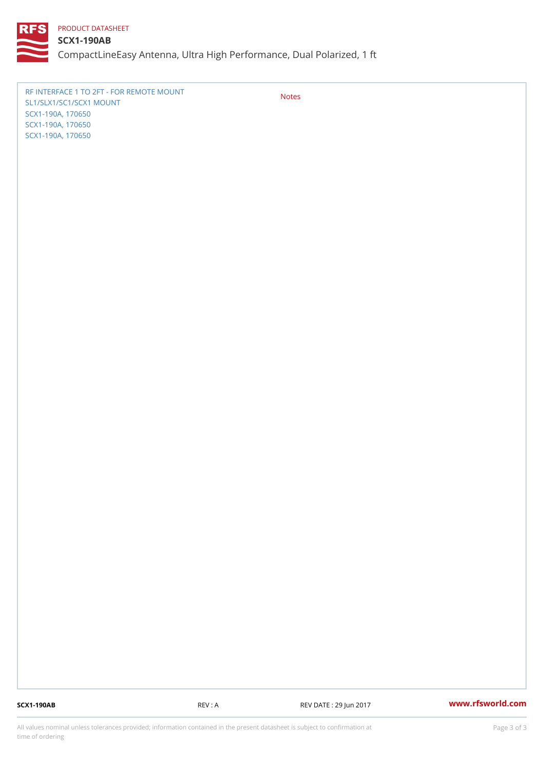RF INTERFACE 1 TO 2FT - FOR REMOTE MOUNT
SL1/SLX1/SC1/SCX1 MOUNT
SCX1-190A, 170650
SCX1-190A, 170650
SCX1-190A, 170650

Notes